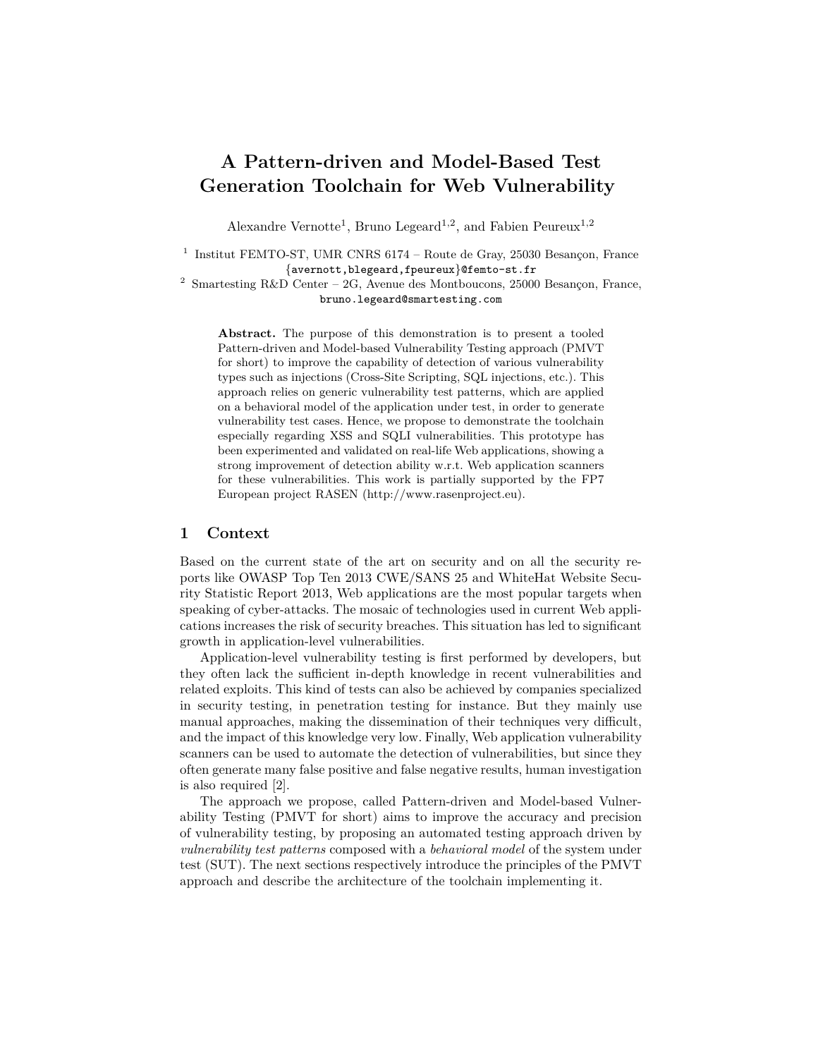# A Pattern-driven and Model-Based Test Generation Toolchain for Web Vulnerability

Alexandre Vernotte[1], Bruno Legeard[1,2], and Fabien Peureux[1,2]

[1] Institut FEMTO-ST, UMR CNRS 6174 – Route de Gray, 25030 Besançon, France
{avernott,blegeard,fpeureux}@femto-st.fr

[2] Smartesting R&D Center – 2G, Avenue des Montboucons, 25000 Besançon, France,
bruno.legeard@smartesting.com

**Abstract.** The purpose of this demonstration is to present a tooled Pattern-driven and Model-based Vulnerability Testing approach (PMVT for short) to improve the capability of detection of various vulnerability types such as injections (Cross-Site Scripting, SQL injections, etc.). This approach relies on generic vulnerability test patterns, which are applied on a behavioral model of the application under test, in order to generate vulnerability test cases. Hence, we propose to demonstrate the toolchain especially regarding XSS and SQLI vulnerabilities. This prototype has been experimented and validated on real-life Web applications, showing a strong improvement of detection ability w.r.t. Web application scanners for these vulnerabilities. This work is partially supported by the FP7 European project RASEN (http://www.rasenproject.eu).

## 1 Context

Based on the current state of the art on security and on all the security reports like OWASP Top Ten 2013 CWE/SANS 25 and WhiteHat Website Security Statistic Report 2013, Web applications are the most popular targets when speaking of cyber-attacks. The mosaic of technologies used in current Web applications increases the risk of security breaches. This situation has led to significant growth in application-level vulnerabilities.

Application-level vulnerability testing is first performed by developers, but they often lack the sufficient in-depth knowledge in recent vulnerabilities and related exploits. This kind of tests can also be achieved by companies specialized in security testing, in penetration testing for instance. But they mainly use manual approaches, making the dissemination of their techniques very difficult, and the impact of this knowledge very low. Finally, Web application vulnerability scanners can be used to automate the detection of vulnerabilities, but since they often generate many false positive and false negative results, human investigation is also required [2].

The approach we propose, called Pattern-driven and Model-based Vulnerability Testing (PMVT for short) aims to improve the accuracy and precision of vulnerability testing, by proposing an automated testing approach driven by *vulnerability test patterns* composed with a *behavioral model* of the system under test (SUT). The next sections respectively introduce the principles of the PMVT approach and describe the architecture of the toolchain implementing it.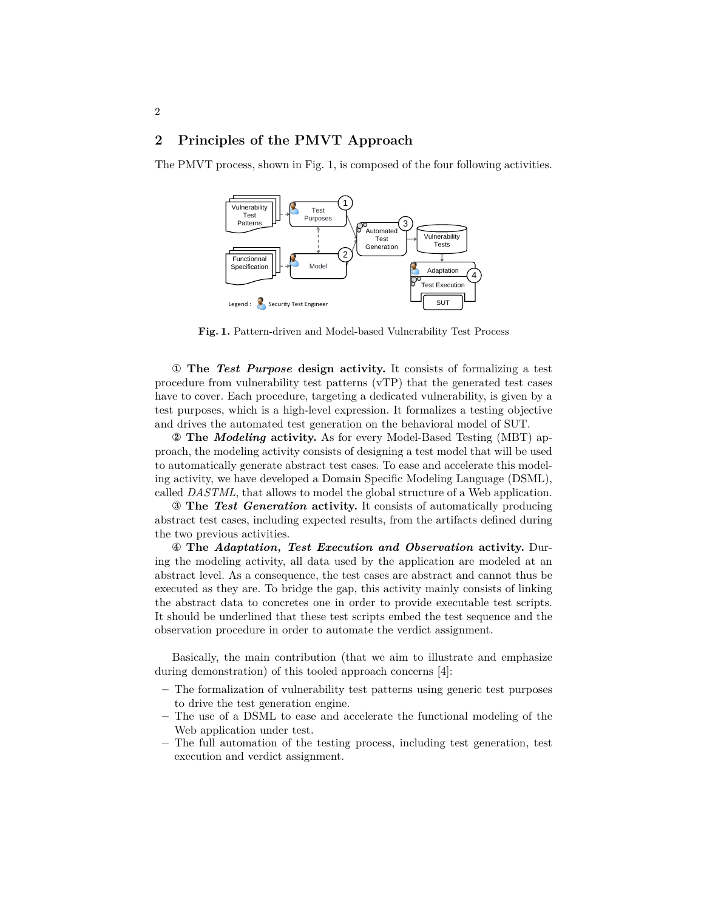## 2 Principles of the PMVT Approach

The PMVT process, shown in Fig. 1, is composed of the four following activities.

**Fig. 1.** Pattern-driven and Model-based Vulnerability Test Process

① **The *Test Purpose* design activity.** It consists of formalizing a test procedure from vulnerability test patterns (vTP) that the generated test cases have to cover. Each procedure, targeting a dedicated vulnerability, is given by a test purposes, which is a high-level expression. It formalizes a testing objective and drives the automated test generation on the behavioral model of SUT.

② **The *Modeling* activity.** As for every Model-Based Testing (MBT) approach, the modeling activity consists of designing a test model that will be used to automatically generate abstract test cases. To ease and accelerate this modeling activity, we have developed a Domain Specific Modeling Language (DSML), called *DASTML*, that allows to model the global structure of a Web application.

③ **The *Test Generation* activity.** It consists of automatically producing abstract test cases, including expected results, from the artifacts defined during the two previous activities.

④ **The *Adaptation, Test Execution and Observation* activity.** During the modeling activity, all data used by the application are modeled at an abstract level. As a consequence, the test cases are abstract and cannot thus be executed as they are. To bridge the gap, this activity mainly consists of linking the abstract data to concretes one in order to provide executable test scripts. It should be underlined that these test scripts embed the test sequence and the observation procedure in order to automate the verdict assignment.

Basically, the main contribution (that we aim to illustrate and emphasize during demonstration) of this tooled approach concerns [4]:

- The formalization of vulnerability test patterns using generic test purposes to drive the test generation engine.
- The use of a DSML to ease and accelerate the functional modeling of the Web application under test.
- The full automation of the testing process, including test generation, test execution and verdict assignment.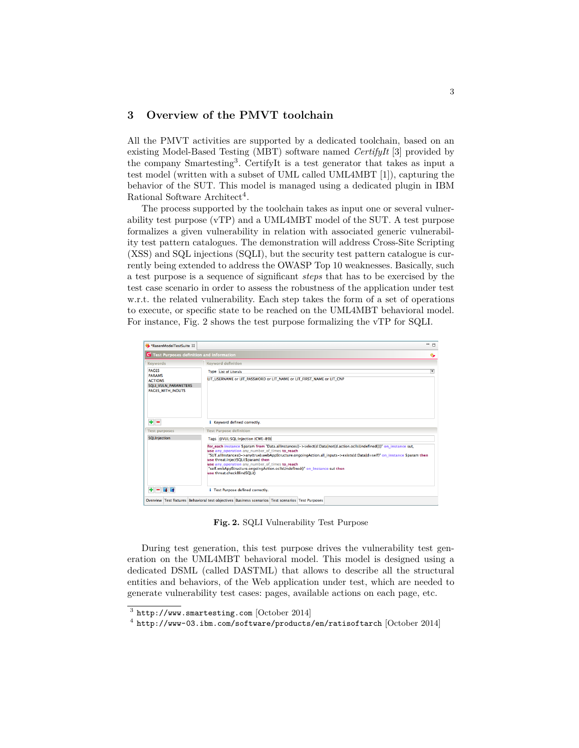## 3 Overview of the PMVT toolchain

All the PMVT activities are supported by a dedicated toolchain, based on an existing Model-Based Testing (MBT) software named *CertifyIt* [3] provided by the company Smartesting[3]. CertifyIt is a test generator that takes as input a test model (written with a subset of UML called UML4MBT [1]), capturing the behavior of the SUT. This model is managed using a dedicated plugin in IBM Rational Software Architect[4].

The process supported by the toolchain takes as input one or several vulnerability test purpose (vTP) and a UML4MBT model of the SUT. A test purpose formalizes a given vulnerability in relation with associated generic vulnerability test pattern catalogues. The demonstration will address Cross-Site Scripting (XSS) and SQL injections (SQLI), but the security test pattern catalogue is currently being extended to address the OWASP Top 10 weaknesses. Basically, such a test purpose is a sequence of significant *steps* that has to be exercised by the test case scenario in order to assess the robustness of the application under test w.r.t. the related vulnerability. Each step takes the form of a set of operations to execute, or specific state to be reached on the UML4MBT behavioral model. For instance, Fig. 2 shows the test purpose formalizing the vTP for SQLI.

**Fig. 2.** SQLI Vulnerability Test Purpose

During test generation, this test purpose drives the vulnerability test generation on the UML4MBT behavioral model. This model is designed using a dedicated DSML (called DASTML) that allows to describe all the structural entities and behaviors, of the Web application under test, which are needed to generate vulnerability test cases: pages, available actions on each page, etc.

---

[3] `http://www.smartesting.com` [October 2014]

[4] `http://www-03.ibm.com/software/products/en/ratisoftarch` [October 2014]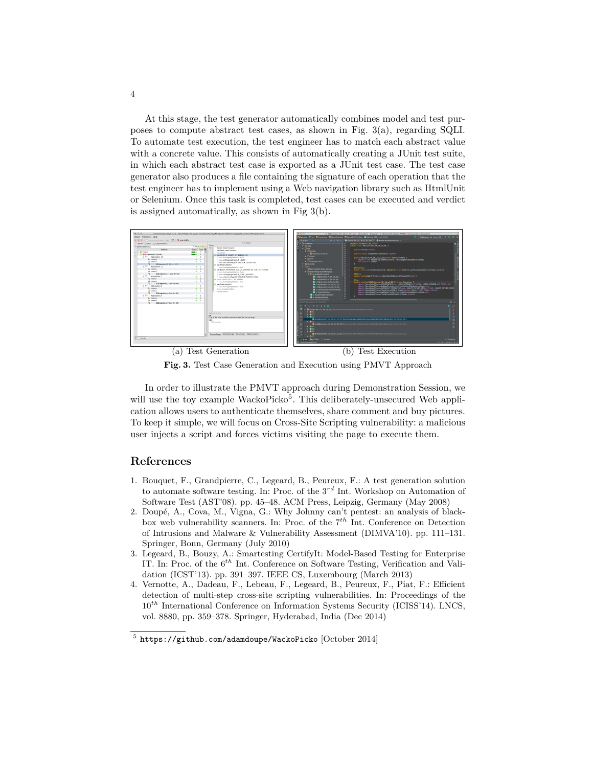At this stage, the test generator automatically combines model and test purposes to compute abstract test cases, as shown in Fig. 3(a), regarding SQLI. To automate test execution, the test engineer has to match each abstract value with a concrete value. This consists of automatically creating a JUnit test suite, in which each abstract test case is exported as a JUnit test case. The test case generator also produces a file containing the signature of each operation that the test engineer has to implement using a Web navigation library such as HtmlUnit or Selenium. Once this task is completed, test cases can be executed and verdict is assigned automatically, as shown in Fig 3(b).

(a) Test Generation

(b) Test Execution

**Fig. 3.** Test Case Generation and Execution using PMVT Approach

In order to illustrate the PMVT approach during Demonstration Session, we will use the toy example WackoPicko[5]. This deliberately-unsecured Web application allows users to authenticate themselves, share comment and buy pictures. To keep it simple, we will focus on Cross-Site Scripting vulnerability: a malicious user injects a script and forces victims visiting the page to execute them.

## References

1. Bouquet, F., Grandpierre, C., Legeard, B., Peureux, F.: A test generation solution to automate software testing. In: Proc. of the $3^{rd}$ Int. Workshop on Automation of Software Test (AST'08). pp. 45–48. ACM Press, Leipzig, Germany (May 2008)
2. Doupé, A., Cova, M., Vigna, G.: Why Johnny can't pentest: an analysis of black-box web vulnerability scanners. In: Proc. of the $7^{th}$ Int. Conference on Detection of Intrusions and Malware & Vulnerability Assessment (DIMVA'10). pp. 111–131. Springer, Bonn, Germany (July 2010)
3. Legeard, B., Bouzy, A.: Smartesting CertifyIt: Model-Based Testing for Enterprise IT. In: Proc. of the $6^{th}$ Int. Conference on Software Testing, Verification and Validation (ICST'13). pp. 391–397. IEEE CS, Luxembourg (March 2013)
4. Vernotte, A., Dadeau, F., Lebeau, F., Legeard, B., Peureux, F., Piat, F.: Efficient detection of multi-step cross-site scripting vulnerabilities. In: Proceedings of the $10^{th}$ International Conference on Information Systems Security (ICISS'14). LNCS, vol. 8880, pp. 359–378. Springer, Hyderabad, India (Dec 2014)

[5] `https://github.com/adamdoupe/WackoPicko` [October 2014]